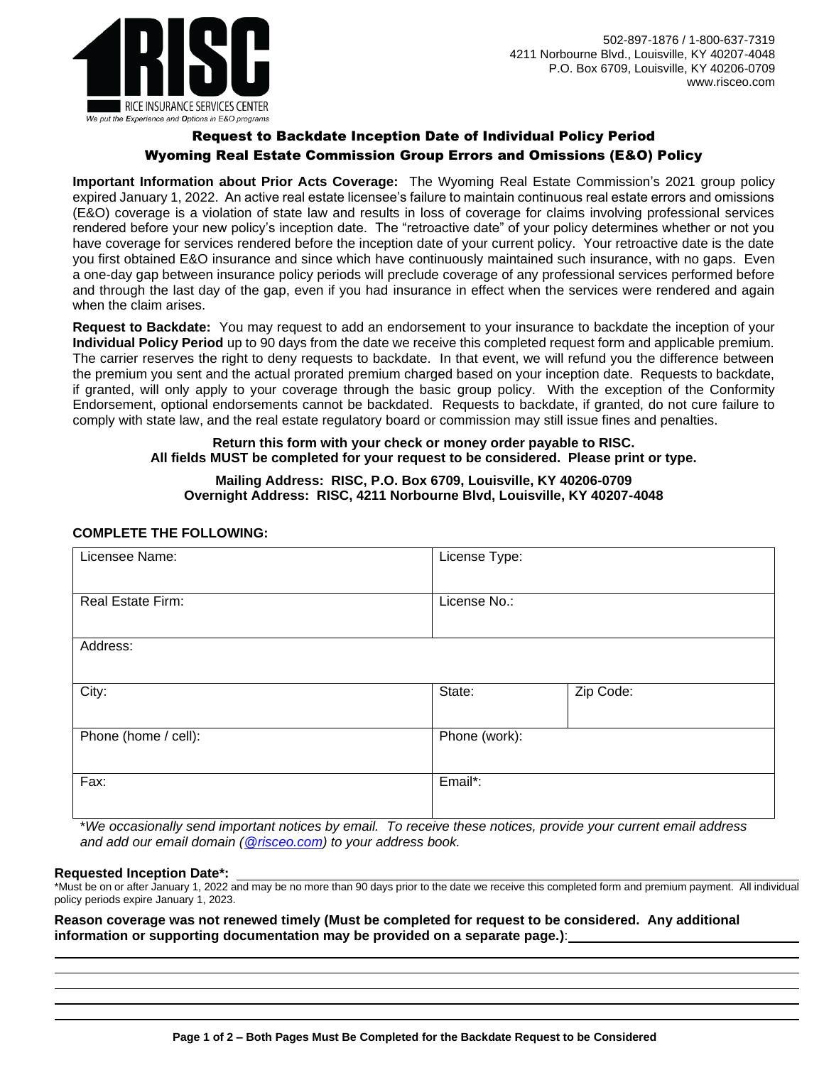RISC
RICE INSURANCE SERVICES CENTER
*We put the Experience and Options in E&O programs*

502-897-1876 / 1-800-637-7319
4211 Norbourne Blvd., Louisville, KY 40207-4048
P.O. Box 6709, Louisville, KY 40206-0709
www.risceo.com

## Request to Backdate Inception Date of Individual Policy Period
## Wyoming Real Estate Commission Group Errors and Omissions (E&O) Policy

**Important Information about Prior Acts Coverage:** The Wyoming Real Estate Commission's 2021 group policy expired January 1, 2022. An active real estate licensee's failure to maintain continuous real estate errors and omissions (E&O) coverage is a violation of state law and results in loss of coverage for claims involving professional services rendered before your new policy's inception date. The "retroactive date" of your policy determines whether or not you have coverage for services rendered before the inception date of your current policy. Your retroactive date is the date you first obtained E&O insurance and since which have continuously maintained such insurance, with no gaps. Even a one-day gap between insurance policy periods will preclude coverage of any professional services performed before and through the last day of the gap, even if you had insurance in effect when the services were rendered and again when the claim arises.

**Request to Backdate:** You may request to add an endorsement to your insurance to backdate the inception of your **Individual Policy Period** up to 90 days from the date we receive this completed request form and applicable premium. The carrier reserves the right to deny requests to backdate. In that event, we will refund you the difference between the premium you sent and the actual prorated premium charged based on your inception date. Requests to backdate, if granted, will only apply to your coverage through the basic group policy. With the exception of the Conformity Endorsement, optional endorsements cannot be backdated. Requests to backdate, if granted, do not cure failure to comply with state law, and the real estate regulatory board or commission may still issue fines and penalties.

**Return this form with your check or money order payable to RISC.**
**All fields MUST be completed for your request to be considered. Please print or type.**

**Mailing Address: RISC, P.O. Box 6709, Louisville, KY 40206-0709**
**Overnight Address: RISC, 4211 Norbourne Blvd, Louisville, KY 40207-4048**

**COMPLETE THE FOLLOWING:**

| Licensee Name: | License Type: | |
|---|---|---|
| Real Estate Firm: | License No.: | |
| Address: | | |
| City: | State: | Zip Code: |
| Phone (home / cell): | Phone (work): | |
| Fax: | Email*: | |

*\*We occasionally send important notices by email. To receive these notices, provide your current email address and add our email domain (@risceo.com) to your address book.*

**Requested Inception Date\*:** ______________________________

\*Must be on or after January 1, 2022 and may be no more than 90 days prior to the date we receive this completed form and premium payment. All individual policy periods expire January 1, 2023.

**Reason coverage was not renewed timely (Must be completed for request to be considered. Any additional information or supporting documentation may be provided on a separate page.)**: ______________________________

______________________________

______________________________

______________________________

______________________________

**Page 1 of 2 – Both Pages Must Be Completed for the Backdate Request to be Considered**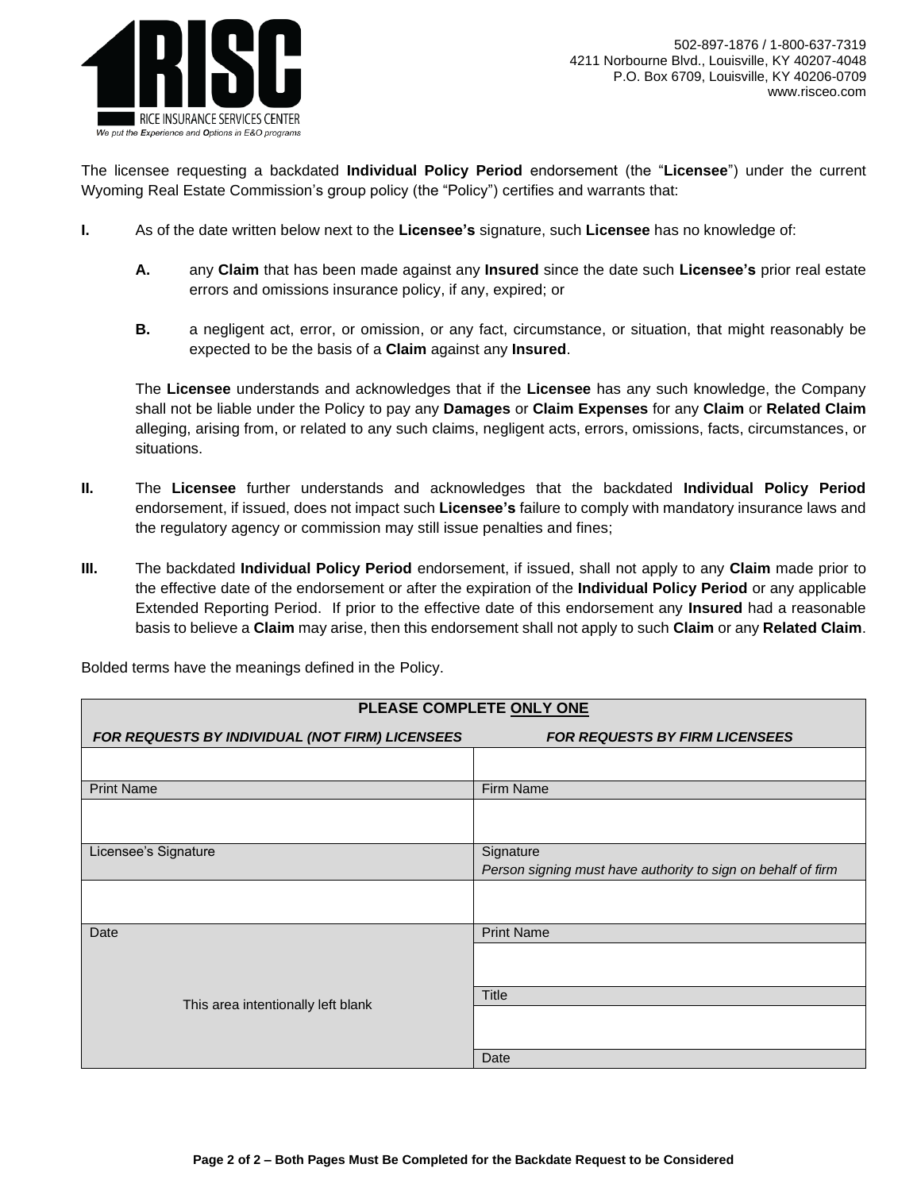RISC
RICE INSURANCE SERVICES CENTER
*We put the Experience and Options in E&O programs*

502-897-1876 / 1-800-637-7319
4211 Norbourne Blvd., Louisville, KY 40207-4048
P.O. Box 6709, Louisville, KY 40206-0709
www.risceo.com

The licensee requesting a backdated **Individual Policy Period** endorsement (the "**Licensee**") under the current Wyoming Real Estate Commission's group policy (the "Policy") certifies and warrants that:

**I.** As of the date written below next to the **Licensee's** signature, such **Licensee** has no knowledge of:

**A.** any **Claim** that has been made against any **Insured** since the date such **Licensee's** prior real estate errors and omissions insurance policy, if any, expired; or

**B.** a negligent act, error, or omission, or any fact, circumstance, or situation, that might reasonably be expected to be the basis of a **Claim** against any **Insured**.

The **Licensee** understands and acknowledges that if the **Licensee** has any such knowledge, the Company shall not be liable under the Policy to pay any **Damages** or **Claim Expenses** for any **Claim** or **Related Claim** alleging, arising from, or related to any such claims, negligent acts, errors, omissions, facts, circumstances, or situations.

**II.** The **Licensee** further understands and acknowledges that the backdated **Individual Policy Period** endorsement, if issued, does not impact such **Licensee's** failure to comply with mandatory insurance laws and the regulatory agency or commission may still issue penalties and fines;

**III.** The backdated **Individual Policy Period** endorsement, if issued, shall not apply to any **Claim** made prior to the effective date of the endorsement or after the expiration of the **Individual Policy Period** or any applicable Extended Reporting Period. If prior to the effective date of this endorsement any **Insured** had a reasonable basis to believe a **Claim** may arise, then this endorsement shall not apply to such **Claim** or any **Related Claim**.

Bolded terms have the meanings defined in the Policy.

| **PLEASE COMPLETE ONLY ONE** | |
|---|---|
| ***FOR REQUESTS BY INDIVIDUAL (NOT FIRM) LICENSEES*** | ***FOR REQUESTS BY FIRM LICENSEES*** |
| | |
| Print Name | Firm Name |
| | |
| Licensee's Signature | Signature *Person signing must have authority to sign on behalf of firm* |
| | |
| Date | Print Name |
| This area intentionally left blank | |
| | Title |
| | |
| | Date |

**Both Pages Must Be Completed for the Backdate Request to be Considered**